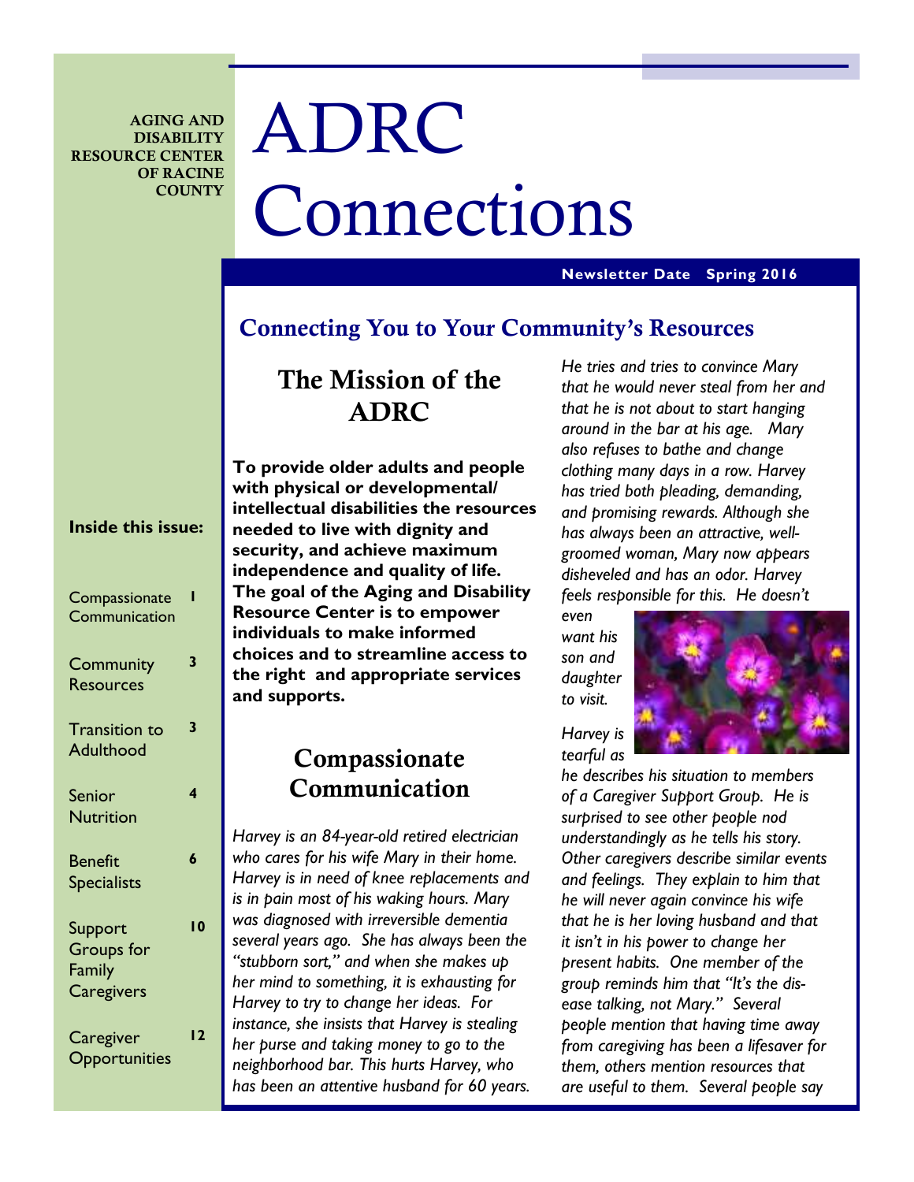AGING AND DISABILITY RESOURCE CENTER OF RACINE COUNTY

# ADRC Connections

**Newsletter Date Spring 2016**

## Connecting You to Your Community's Resources

**Inside this issue:**

| | |
|---|---|
| Compassionate Communication | 1 |
| Community Resources | 3 |
| Transition to Adulthood | 3 |
| Senior Nutrition | 4 |
| Benefit Specialists | 6 |
| Support Groups for Family Caregivers | 10 |
| Caregiver Opportunities | 12 |

## The Mission of the ADRC

**To provide older adults and people with physical or developmental/ intellectual disabilities the resources needed to live with dignity and security, and achieve maximum independence and quality of life. The goal of the Aging and Disability Resource Center is to empower individuals to make informed choices and to streamline access to the right and appropriate services and supports.**

## Compassionate Communication

*Harvey is an 84-year-old retired electrician who cares for his wife Mary in their home. Harvey is in need of knee replacements and is in pain most of his waking hours. Mary was diagnosed with irreversible dementia several years ago. She has always been the "stubborn sort," and when she makes up her mind to something, it is exhausting for Harvey to try to change her ideas. For instance, she insists that Harvey is stealing her purse and taking money to go to the neighborhood bar. This hurts Harvey, who has been an attentive husband for 60 years. He tries and tries to convince Mary that he would never steal from her and that he is not about to start hanging around in the bar at his age. Mary also refuses to bathe and change clothing many days in a row. Harvey has tried both pleading, demanding, and promising rewards. Although she has always been an attractive, well-groomed woman, Mary now appears disheveled and has an odor. Harvey feels responsible for this. He doesn't even want his son and daughter to visit.*

*Harvey is tearful as he describes his situation to members of a Caregiver Support Group. He is surprised to see other people nod understandingly as he tells his story. Other caregivers describe similar events and feelings. They explain to him that he will never again convince his wife that he is her loving husband and that it isn't in his power to change her present habits. One member of the group reminds him that "It's the disease talking, not Mary." Several people mention that having time away from caregiving has been a lifesaver for them, others mention resources that are useful to them. Several people say*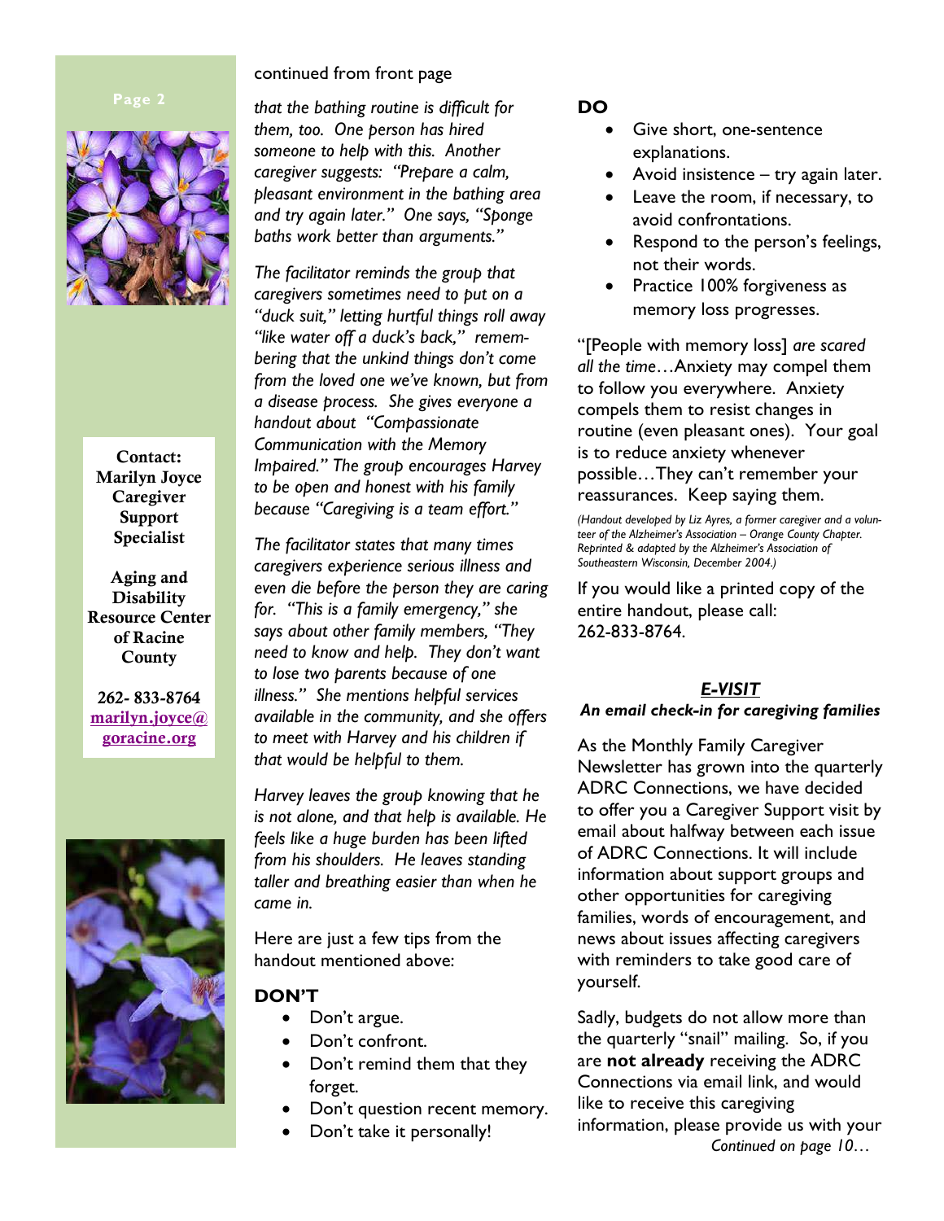Contact:
Marilyn Joyce
Caregiver Support Specialist

Aging and Disability Resource Center of Racine County

262- 833-8764
marilyn.joyce@goracine.org

continued from front page

*that the bathing routine is difficult for them, too. One person has hired someone to help with this. Another caregiver suggests: "Prepare a calm, pleasant environment in the bathing area and try again later." One says, "Sponge baths work better than arguments."*

*The facilitator reminds the group that caregivers sometimes need to put on a "duck suit," letting hurtful things roll away "like water off a duck's back," remembering that the unkind things don't come from the loved one we've known, but from a disease process. She gives everyone a handout about "Compassionate Communication with the Memory Impaired." The group encourages Harvey to be open and honest with his family because "Caregiving is a team effort."*

*The facilitator states that many times caregivers experience serious illness and even die before the person they are caring for. "This is a family emergency," she says about other family members, "They need to know and help. They don't want to lose two parents because of one illness." She mentions helpful services available in the community, and she offers to meet with Harvey and his children if that would be helpful to them.*

*Harvey leaves the group knowing that he is not alone, and that help is available. He feels like a huge burden has been lifted from his shoulders. He leaves standing taller and breathing easier than when he came in.*

Here are just a few tips from the handout mentioned above:

**DON'T**

- Don't argue.
- Don't confront.
- Don't remind them that they forget.
- Don't question recent memory.
- Don't take it personally!

**DO**

- Give short, one-sentence explanations.
- Avoid insistence – try again later.
- Leave the room, if necessary, to avoid confrontations.
- Respond to the person's feelings, not their words.
- Practice 100% forgiveness as memory loss progresses.

"[People with memory loss] *are scared all the time*…Anxiety may compel them to follow you everywhere. Anxiety compels them to resist changes in routine (even pleasant ones). Your goal is to reduce anxiety whenever possible…They can't remember your reassurances. Keep saying them.

*(Handout developed by Liz Ayres, a former caregiver and a volunteer of the Alzheimer's Association – Orange County Chapter. Reprinted & adapted by the Alzheimer's Association of Southeastern Wisconsin, December 2004.)*

If you would like a printed copy of the entire handout, please call: 262-833-8764.

## *E-VISIT*

***An email check-in for caregiving families***

As the Monthly Family Caregiver Newsletter has grown into the quarterly ADRC Connections, we have decided to offer you a Caregiver Support visit by email about halfway between each issue of ADRC Connections. It will include information about support groups and other opportunities for caregiving families, words of encouragement, and news about issues affecting caregivers with reminders to take good care of yourself.

Sadly, budgets do not allow more than the quarterly "snail" mailing. So, if you are **not already** receiving the ADRC Connections via email link, and would like to receive this caregiving information, please provide us with your

*Continued on page 10…*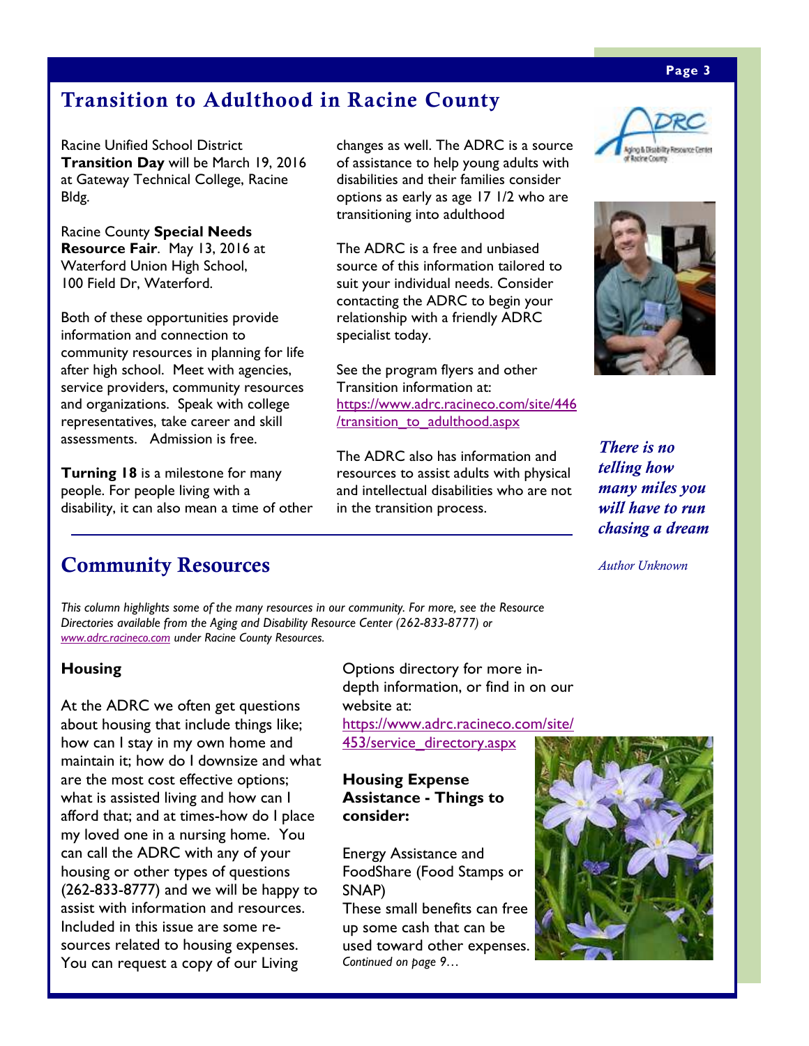## Transition to Adulthood in Racine County

Racine Unified School District **Transition Day** will be March 19, 2016 at Gateway Technical College, Racine Bldg.

Racine County **Special Needs Resource Fair**. May 13, 2016 at Waterford Union High School, 100 Field Dr, Waterford.

Both of these opportunities provide information and connection to community resources in planning for life after high school. Meet with agencies, service providers, community resources and organizations. Speak with college representatives, take career and skill assessments. Admission is free.

**Turning 18** is a milestone for many people. For people living with a disability, it can also mean a time of other changes as well. The ADRC is a source of assistance to help young adults with disabilities and their families consider options as early as age 17 1/2 who are transitioning into adulthood

The ADRC is a free and unbiased source of this information tailored to suit your individual needs. Consider contacting the ADRC to begin your relationship with a friendly ADRC specialist today.

See the program flyers and other Transition information at: [https://www.adrc.racineco.com/site/446/transition_to_adulthood.aspx](https://www.adrc.racineco.com/site/446/transition_to_adulthood.aspx)

The ADRC also has information and resources to assist adults with physical and intellectual disabilities who are not in the transition process.

***There is no telling how many miles you will have to run chasing a dream***

*Author Unknown*

## Community Resources

*This column highlights some of the many resources in our community. For more, see the Resource Directories available from the Aging and Disability Resource Center (262-833-8777) or [www.adrc.racineco.com](http://www.adrc.racineco.com) under Racine County Resources.*

### Housing

At the ADRC we often get questions about housing that include things like; how can I stay in my own home and maintain it; how do I downsize and what are the most cost effective options; what is assisted living and how can I afford that; and at times-how do I place my loved one in a nursing home. You can call the ADRC with any of your housing or other types of questions (262-833-8777) and we will be happy to assist with information and resources. Included in this issue are some re-sources related to housing expenses. You can request a copy of our Living Options directory for more in-depth information, or find in on our website at: [https://www.adrc.racineco.com/site/453/service_directory.aspx](https://www.adrc.racineco.com/site/453/service_directory.aspx)

**Housing Expense Assistance - Things to consider:**

Energy Assistance and FoodShare (Food Stamps or SNAP)
These small benefits can free up some cash that can be used toward other expenses.
*Continued on page 9…*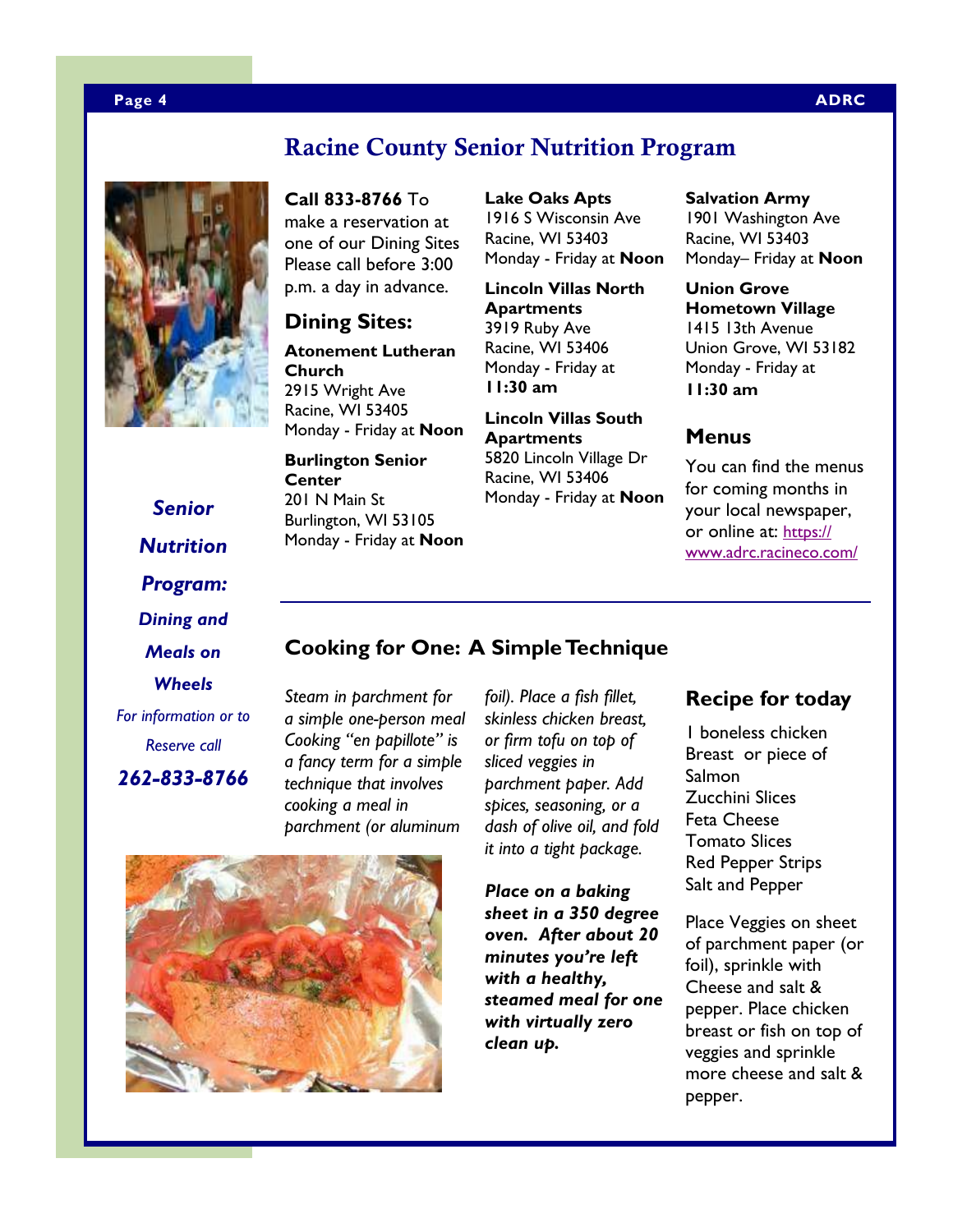# Racine County Senior Nutrition Program

***Senior Nutrition Program: Dining and Meals on Wheels***

*For information or to Reserve call*

***262-833-8766***

**Call 833-8766** To make a reservation at one of our Dining Sites Please call before 3:00 p.m. a day in advance.

## Dining Sites:

**Atonement Lutheran Church**
2915 Wright Ave
Racine, WI 53405
Monday - Friday at **Noon**

**Burlington Senior Center**
201 N Main St
Burlington, WI 53105
Monday - Friday at **Noon**

**Lake Oaks Apts**
1916 S Wisconsin Ave
Racine, WI 53403
Monday - Friday at **Noon**

**Lincoln Villas North Apartments**
3919 Ruby Ave
Racine, WI 53406
Monday - Friday at **11:30 am**

**Lincoln Villas South Apartments**
5820 Lincoln Village Dr
Racine, WI 53406
Monday - Friday at **Noon**

**Salvation Army**
1901 Washington Ave
Racine, WI 53403
Monday– Friday at **Noon**

**Union Grove Hometown Village**
1415 13th Avenue
Union Grove, WI 53182
Monday - Friday at **11:30 am**

## Menus

You can find the menus for coming months in your local newspaper, or online at: https://www.adrc.racineco.com/

## Cooking for One: A Simple Technique

*Steam in parchment for a simple one-person meal Cooking "en papillote" is a fancy term for a simple technique that involves cooking a meal in parchment (or aluminum foil). Place a fish fillet, skinless chicken breast, or firm tofu on top of sliced veggies in parchment paper. Add spices, seasoning, or a dash of olive oil, and fold it into a tight package.*

***Place on a baking sheet in a 350 degree oven. After about 20 minutes you're left with a healthy, steamed meal for one with virtually zero clean up.***

## Recipe for today

1 boneless chicken Breast or piece of Salmon
Zucchini Slices
Feta Cheese
Tomato Slices
Red Pepper Strips
Salt and Pepper

Place Veggies on sheet of parchment paper (or foil), sprinkle with Cheese and salt & pepper. Place chicken breast or fish on top of veggies and sprinkle more cheese and salt & pepper.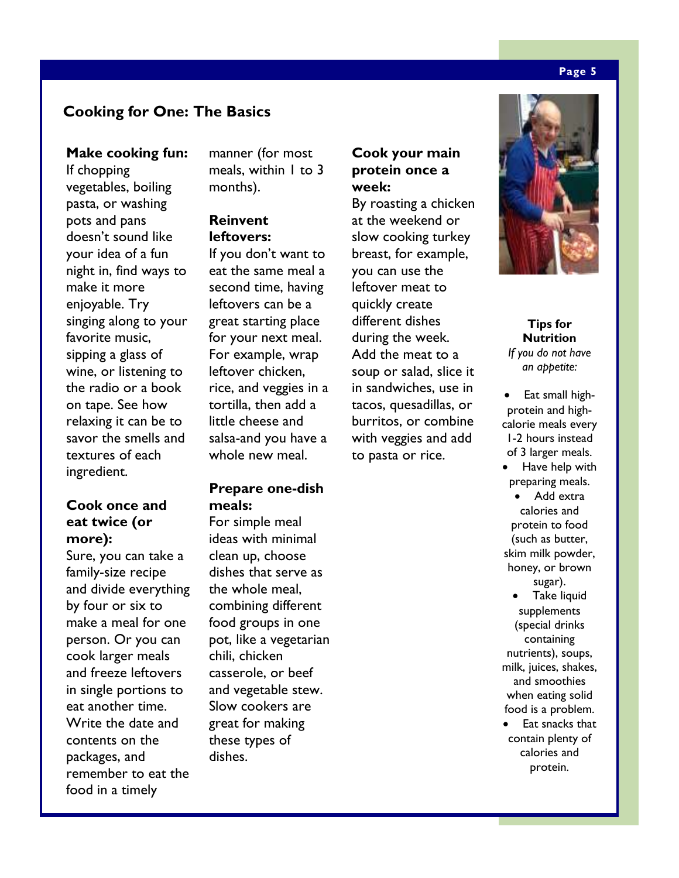## Cooking for One: The Basics

**Make cooking fun:** If chopping vegetables, boiling pasta, or washing pots and pans doesn't sound like your idea of a fun night in, find ways to make it more enjoyable. Try singing along to your favorite music, sipping a glass of wine, or listening to the radio or a book on tape. See how relaxing it can be to savor the smells and textures of each ingredient.

**Cook once and eat twice (or more):** Sure, you can take a family-size recipe and divide everything by four or six to make a meal for one person. Or you can cook larger meals and freeze leftovers in single portions to eat another time. Write the date and contents on the packages, and remember to eat the food in a timely manner (for most meals, within 1 to 3 months).

**Reinvent leftovers:** If you don't want to eat the same meal a second time, having leftovers can be a great starting place for your next meal. For example, wrap leftover chicken, rice, and veggies in a tortilla, then add a little cheese and salsa-and you have a whole new meal.

**Prepare one-dish meals:** For simple meal ideas with minimal clean up, choose dishes that serve as the whole meal, combining different food groups in one pot, like a vegetarian chili, chicken casserole, or beef and vegetable stew. Slow cookers are great for making these types of dishes.

**Cook your main protein once a week:** By roasting a chicken at the weekend or slow cooking turkey breast, for example, you can use the leftover meat to quickly create different dishes during the week. Add the meat to a soup or salad, slice it in sandwiches, use in tacos, quesadillas, or burritos, or combine with veggies and add to pasta or rice.

**Tips for Nutrition**

*If you do not have an appetite:*

- Eat small high-protein and high-calorie meals every 1-2 hours instead of 3 larger meals.
- Have help with preparing meals.
- Add extra calories and protein to food (such as butter, skim milk powder, honey, or brown sugar).
- Take liquid supplements (special drinks containing nutrients), soups, milk, juices, shakes, and smoothies when eating solid food is a problem.
- Eat snacks that contain plenty of calories and protein.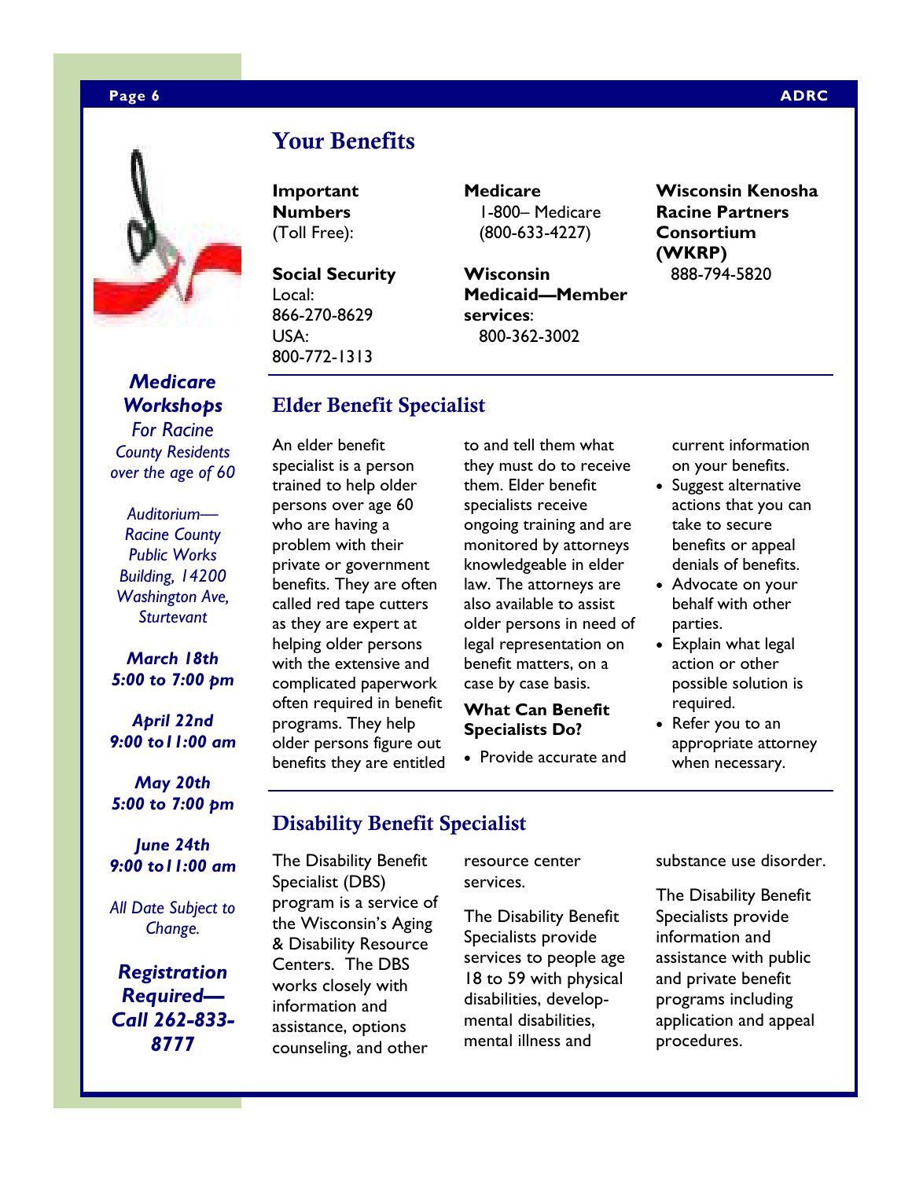## Your Benefits

**Important Numbers** (Toll Free):

**Social Security**
Local:
866-270-8629
USA:
800-772-1313

**Medicare**
1-800– Medicare
(800-633-4227)

**Wisconsin Medicaid—Member services**:
800-362-3002

**Wisconsin Kenosha Racine Partners Consortium (WKRP)**
888-794-5820

## Elder Benefit Specialist

An elder benefit specialist is a person trained to help older persons over age 60 who are having a problem with their private or government benefits. They are often called red tape cutters as they are expert at helping older persons with the extensive and complicated paperwork often required in benefit programs. They help older persons figure out benefits they are entitled to and tell them what they must do to receive them. Elder benefit specialists receive ongoing training and are monitored by attorneys knowledgeable in elder law. The attorneys are also available to assist older persons in need of legal representation on benefit matters, on a case by case basis.

**What Can Benefit Specialists Do?**

- Provide accurate and current information on your benefits.
- Suggest alternative actions that you can take to secure benefits or appeal denials of benefits.
- Advocate on your behalf with other parties.
- Explain what legal action or other possible solution is required.
- Refer you to an appropriate attorney when necessary.

## Disability Benefit Specialist

The Disability Benefit Specialist (DBS) program is a service of the Wisconsin's Aging & Disability Resource Centers. The DBS works closely with information and assistance, options counseling, and other resource center services.

The Disability Benefit Specialists provide services to people age 18 to 59 with physical disabilities, develop-mental disabilities, mental illness and substance use disorder.

The Disability Benefit Specialists provide information and assistance with public and private benefit programs including application and appeal procedures.

***Medicare Workshops***

*For Racine County Residents over the age of 60*

*Auditorium—Racine County Public Works Building, 14200 Washington Ave, Sturtevant*

***March 18th***
***5:00 to 7:00 pm***

***April 22nd***
***9:00 to11:00 am***

***May 20th***
***5:00 to 7:00 pm***

***June 24th***
***9:00 to11:00 am***

*All Date Subject to Change.*

***Registration Required—Call 262-833-8777***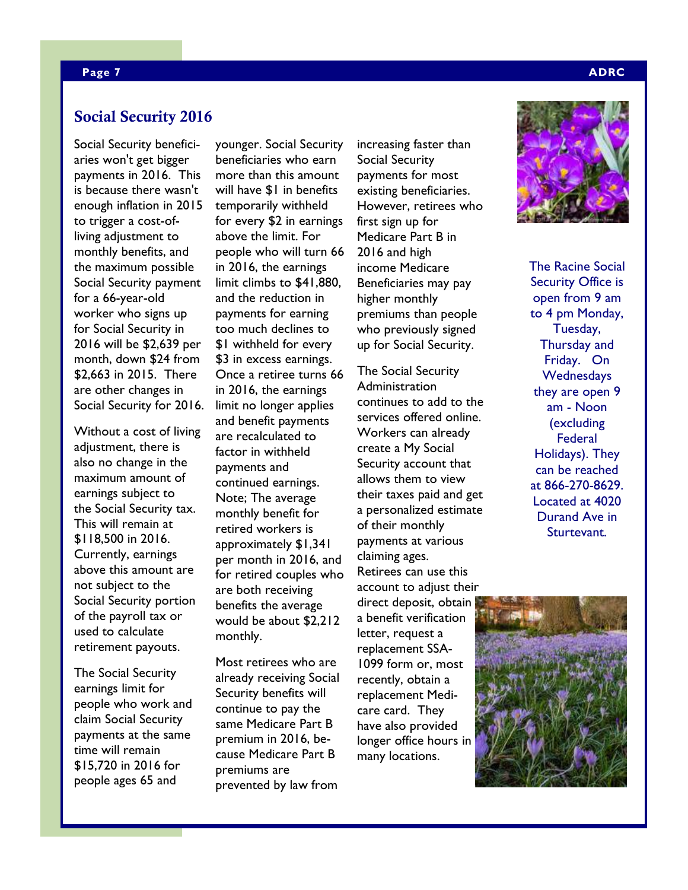## Social Security 2016

Social Security beneficiaries won't get bigger payments in 2016. This is because there wasn't enough inflation in 2015 to trigger a cost-of-living adjustment to monthly benefits, and the maximum possible Social Security payment for a 66-year-old worker who signs up for Social Security in 2016 will be $2,639 per month, down $24 from $2,663 in 2015. There are other changes in Social Security for 2016.

Without a cost of living adjustment, there is also no change in the maximum amount of earnings subject to the Social Security tax. This will remain at $118,500 in 2016. Currently, earnings above this amount are not subject to the Social Security portion of the payroll tax or used to calculate retirement payouts.

The Social Security earnings limit for people who work and claim Social Security payments at the same time will remain $15,720 in 2016 for people ages 65 and younger. Social Security beneficiaries who earn more than this amount will have $1 in benefits temporarily withheld for every $2 in earnings above the limit. For people who will turn 66 in 2016, the earnings limit climbs to $41,880, and the reduction in payments for earning too much declines to $1 withheld for every $3 in excess earnings. Once a retiree turns 66 in 2016, the earnings limit no longer applies and benefit payments are recalculated to factor in withheld payments and continued earnings. Note; The average monthly benefit for retired workers is approximately $1,341 per month in 2016, and for retired couples who are both receiving benefits the average would be about $2,212 monthly.

Most retirees who are already receiving Social Security benefits will continue to pay the same Medicare Part B premium in 2016, because Medicare Part B premiums are prevented by law from increasing faster than Social Security payments for most existing beneficiaries. However, retirees who first sign up for Medicare Part B in 2016 and high income Medicare Beneficiaries may pay higher monthly premiums than people who previously signed up for Social Security.

The Social Security Administration continues to add to the services offered online. Workers can already create a My Social Security account that allows them to view their taxes paid and get a personalized estimate of their monthly payments at various claiming ages. Retirees can use this account to adjust their direct deposit, obtain a benefit verification letter, request a replacement SSA-1099 form or, most recently, obtain a replacement Medicare card. They have also provided longer office hours in many locations.

The Racine Social Security Office is open from 9 am to 4 pm Monday, Tuesday, Thursday and Friday. On Wednesdays they are open 9 am - Noon (excluding Federal Holidays). They can be reached at 866-270-8629. Located at 4020 Durand Ave in Sturtevant.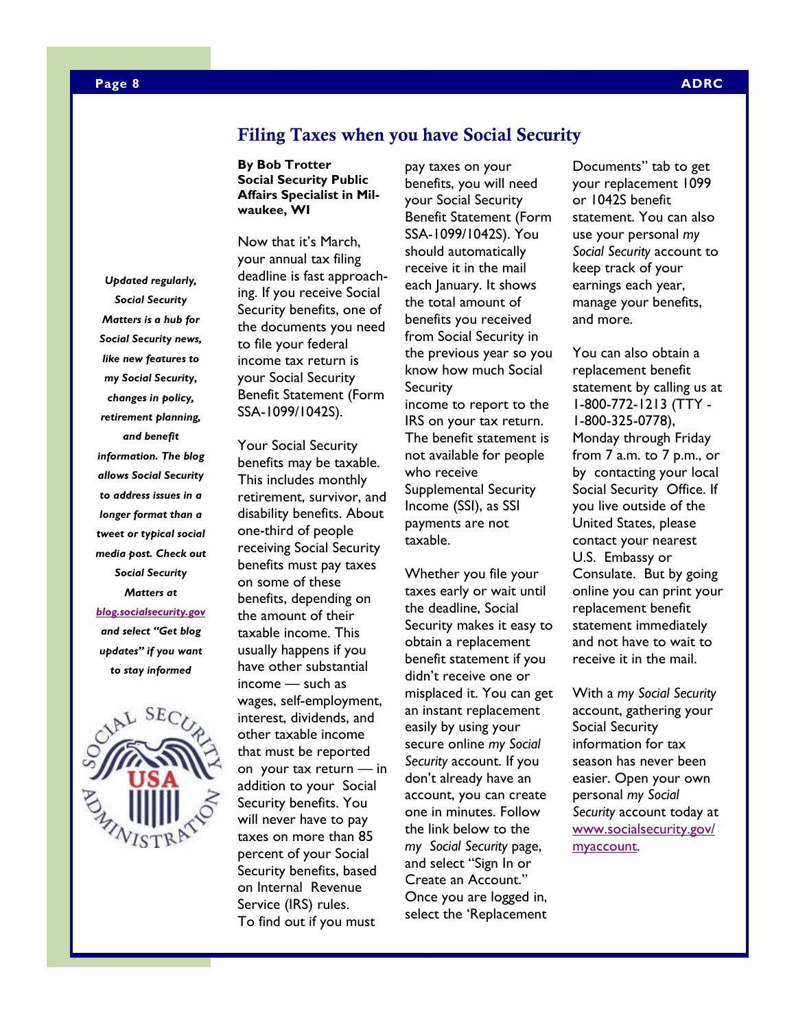# Filing Taxes when you have Social Security

**By Bob Trotter**
**Social Security Public Affairs Specialist in Milwaukee, WI**

Now that it's March, your annual tax filing deadline is fast approaching. If you receive Social Security benefits, one of the documents you need to file your federal income tax return is your Social Security Benefit Statement (Form SSA-1099/1042S).

Your Social Security benefits may be taxable. This includes monthly retirement, survivor, and disability benefits. About one-third of people receiving Social Security benefits must pay taxes on some of these benefits, depending on the amount of their taxable income. This usually happens if you have other substantial income — such as wages, self-employment, interest, dividends, and other taxable income that must be reported on your tax return — in addition to your Social Security benefits. You will never have to pay taxes on more than 85 percent of your Social Security benefits, based on Internal Revenue Service (IRS) rules. To find out if you must pay taxes on your benefits, you will need your Social Security Benefit Statement (Form SSA-1099/1042S). You should automatically receive it in the mail each January. It shows the total amount of benefits you received from Social Security in the previous year so you know how much Social Security income to report to the IRS on your tax return. The benefit statement is not available for people who receive Supplemental Security Income (SSI), as SSI payments are not taxable.

Whether you file your taxes early or wait until the deadline, Social Security makes it easy to obtain a replacement benefit statement if you didn't receive one or misplaced it. You can get an instant replacement easily by using your secure online *my Social Security* account. If you don't already have an account, you can create one in minutes. Follow the link below to the *my Social Security* page, and select "Sign In or Create an Account." Once you are logged in, select the 'Replacement Documents" tab to get your replacement 1099 or 1042S benefit statement. You can also use your personal *my Social Security* account to keep track of your earnings each year, manage your benefits, and more.

You can also obtain a replacement benefit statement by calling us at 1-800-772-1213 (TTY - 1-800-325-0778), Monday through Friday from 7 a.m. to 7 p.m., or by contacting your local Social Security Office. If you live outside of the United States, please contact your nearest U.S. Embassy or Consulate. But by going online you can print your replacement benefit statement immediately and not have to wait to receive it in the mail.

With a *my Social Security* account, gathering your Social Security information for tax season has never been easier. Open your own personal *my Social Security* account today at www.socialsecurity.gov/myaccount.

***Updated regularly, Social Security Matters is a hub for Social Security news, like new features to my Social Security, changes in policy, retirement planning, and benefit information. The blog allows Social Security to address issues in a longer format than a tweet or typical social media post. Check out Social Security Matters at blog.socialsecurity.gov and select "Get blog updates" if you want to stay informed***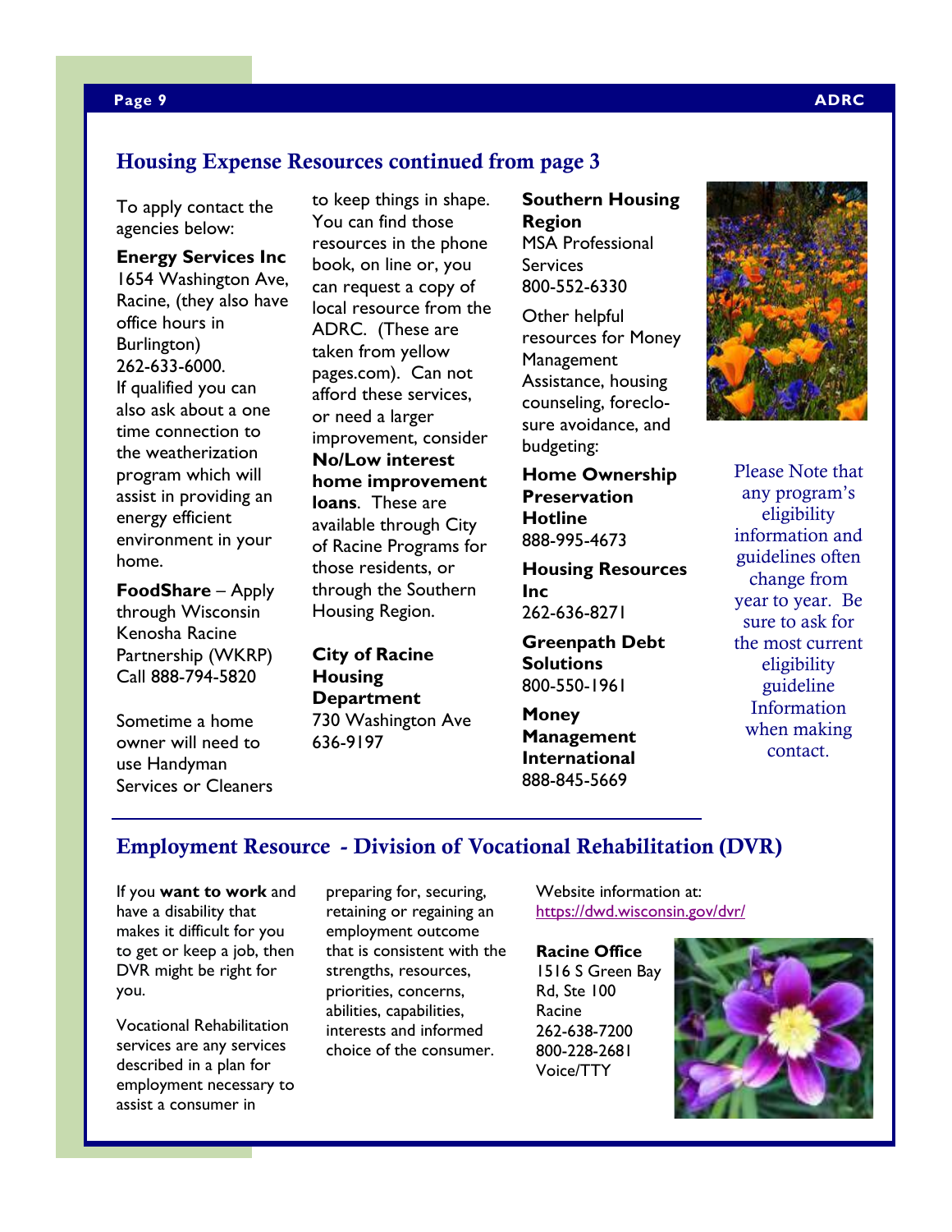## Housing Expense Resources continued from page 3

To apply contact the agencies below:

**Energy Services Inc**
1654 Washington Ave, Racine, (they also have office hours in Burlington)
262-633-6000.
If qualified you can also ask about a one time connection to the weatherization program which will assist in providing an energy efficient environment in your home.

**FoodShare** – Apply through Wisconsin Kenosha Racine Partnership (WKRP)
Call 888-794-5820

Sometime a home owner will need to use Handyman Services or Cleaners to keep things in shape. You can find those resources in the phone book, on line or, you can request a copy of local resource from the ADRC. (These are taken from yellow pages.com). Can not afford these services, or need a larger improvement, consider **No/Low interest home improvement loans**. These are available through City of Racine Programs for those residents, or through the Southern Housing Region.

**City of Racine Housing Department**
730 Washington Ave
636-9197

**Southern Housing Region**
MSA Professional Services
800-552-6330

Other helpful resources for Money Management Assistance, housing counseling, foreclosure avoidance, and budgeting:

**Home Ownership Preservation Hotline**
888-995-4673

**Housing Resources Inc**
262-636-8271

**Greenpath Debt Solutions**
800-550-1961

**Money Management International**
888-845-5669

Please Note that any program's eligibility information and guidelines often change from year to year. Be sure to ask for the most current eligibility guideline Information when making contact.

## Employment Resource - Division of Vocational Rehabilitation (DVR)

If you **want to work** and have a disability that makes it difficult for you to get or keep a job, then DVR might be right for you.

Vocational Rehabilitation services are any services described in a plan for employment necessary to assist a consumer in preparing for, securing, retaining or regaining an employment outcome that is consistent with the strengths, resources, priorities, concerns, abilities, capabilities, interests and informed choice of the consumer.

Website information at:
https://dwd.wisconsin.gov/dvr/

**Racine Office**
1516 S Green Bay Rd, Ste 100
Racine
262-638-7200
800-228-2681
Voice/TTY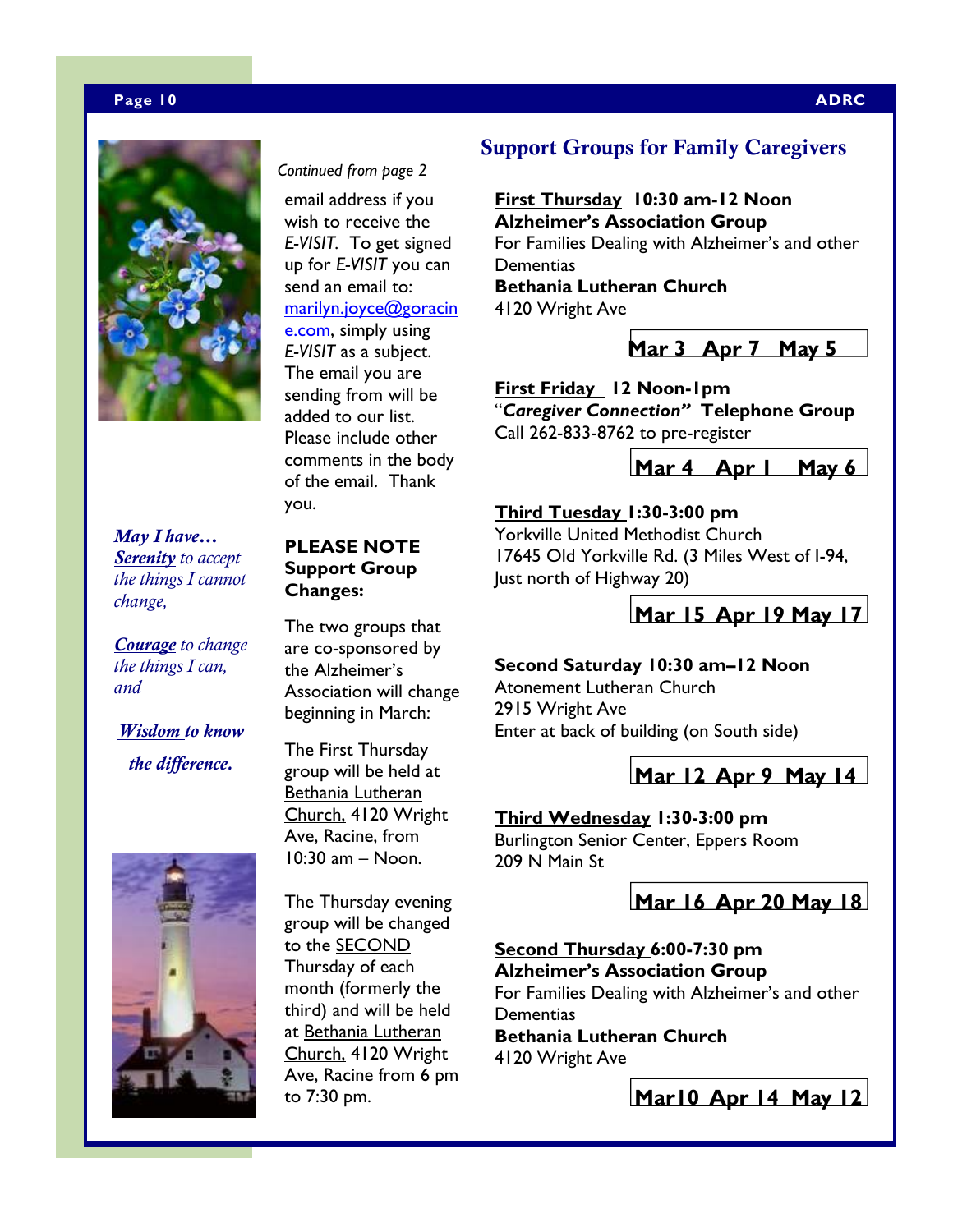*Continued from page 2*

email address if you wish to receive the *E-VISIT*. To get signed up for *E-VISIT* you can send an email to: marilyn.joyce@goracine.com, simply using *E-VISIT* as a subject. The email you are sending from will be added to our list. Please include other comments in the body of the email. Thank you.

*May I have…*
***Serenity** to accept the things I cannot change,*

***Courage** to change the things I can, and*

***Wisdom to know the difference.***

**PLEASE NOTE Support Group Changes:**

The two groups that are co-sponsored by the Alzheimer's Association will change beginning in March:

The First Thursday group will be held at Bethania Lutheran Church, 4120 Wright Ave, Racine, from 10:30 am – Noon.

The Thursday evening group will be changed to the SECOND Thursday of each month (formerly the third) and will be held at Bethania Lutheran Church, 4120 Wright Ave, Racine from 6 pm to 7:30 pm.

## Support Groups for Family Caregivers

**First Thursday 10:30 am-12 Noon**
**Alzheimer's Association Group**
For Families Dealing with Alzheimer's and other Dementias
**Bethania Lutheran Church**
4120 Wright Ave

**Mar 3 Apr 7 May 5**

**First Friday 12 Noon-1pm**
"***Caregiver Connection"* Telephone Group**
Call 262-833-8762 to pre-register

**Mar 4 Apr 1 May 6**

**Third Tuesday 1:30-3:00 pm**
Yorkville United Methodist Church
17645 Old Yorkville Rd. (3 Miles West of I-94, Just north of Highway 20)

**Mar 15 Apr 19 May 17**

**Second Saturday 10:30 am–12 Noon**
Atonement Lutheran Church
2915 Wright Ave
Enter at back of building (on South side)

**Mar 12 Apr 9 May 14**

**Third Wednesday 1:30-3:00 pm**
Burlington Senior Center, Eppers Room
209 N Main St

**Mar 16 Apr 20 May 18**

**Second Thursday 6:00-7:30 pm**
**Alzheimer's Association Group**
For Families Dealing with Alzheimer's and other Dementias
**Bethania Lutheran Church**
4120 Wright Ave

**Mar10 Apr 14 May 12**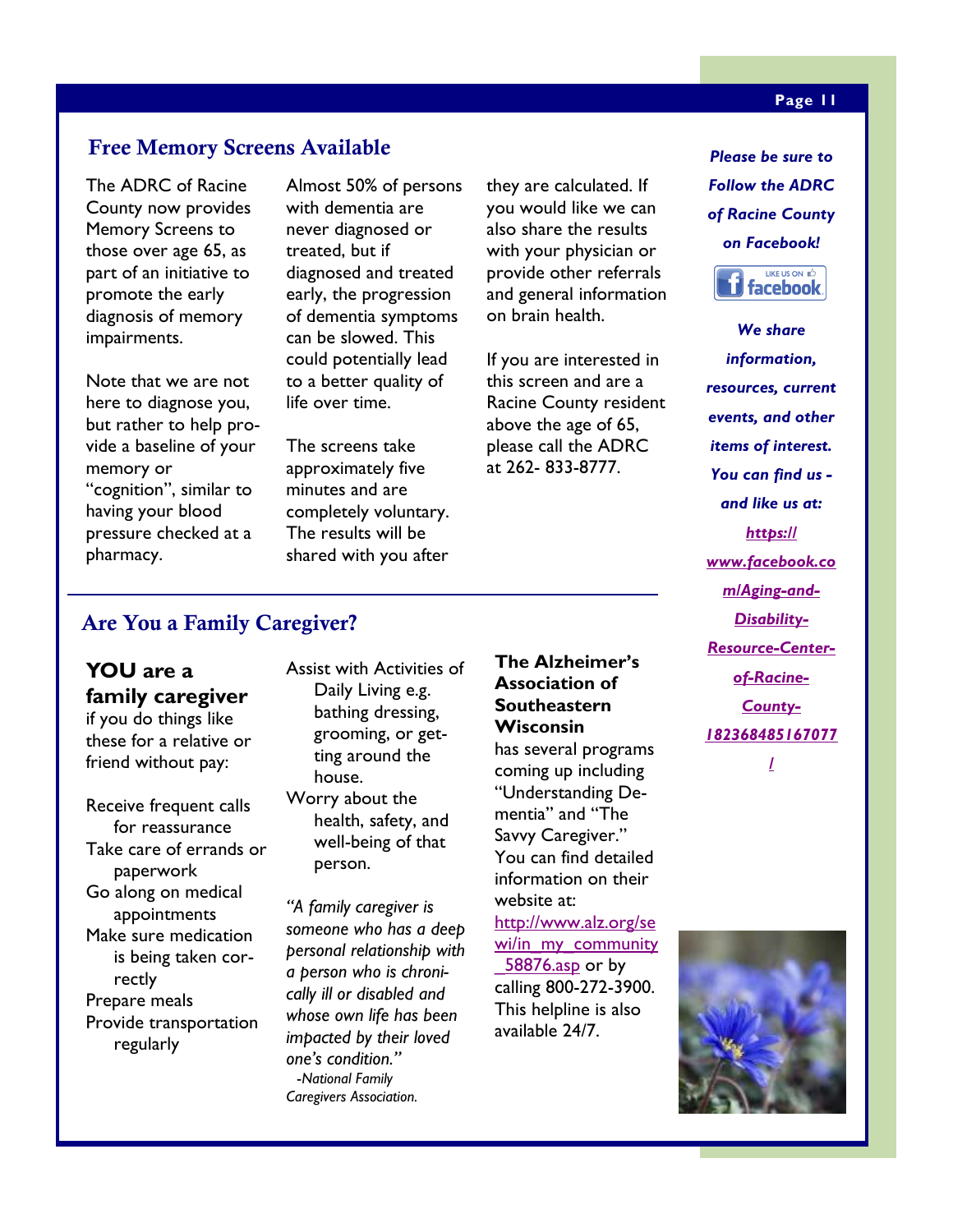## Free Memory Screens Available

The ADRC of Racine County now provides Memory Screens to those over age 65, as part of an initiative to promote the early diagnosis of memory impairments.

Note that we are not here to diagnose you, but rather to help provide a baseline of your memory or "cognition", similar to having your blood pressure checked at a pharmacy.

Almost 50% of persons with dementia are never diagnosed or treated, but if diagnosed and treated early, the progression of dementia symptoms can be slowed. This could potentially lead to a better quality of life over time.

The screens take approximately five minutes and are completely voluntary. The results will be shared with you after they are calculated. If you would like we can also share the results with your physician or provide other referrals and general information on brain health.

If you are interested in this screen and are a Racine County resident above the age of 65, please call the ADRC at 262- 833-8777.

## Are You a Family Caregiver?

### YOU are a family caregiver

if you do things like these for a relative or friend without pay:

- Receive frequent calls for reassurance
- Take care of errands or paperwork
- Go along on medical appointments
- Make sure medication is being taken correctly
- Prepare meals
- Provide transportation regularly
- Assist with Activities of Daily Living e.g. bathing dressing, grooming, or getting around the house.
- Worry about the health, safety, and well-being of that person.

*"A family caregiver is someone who has a deep personal relationship with a person who is chronically ill or disabled and whose own life has been impacted by their loved one's condition."*
*-National Family Caregivers Association.*

**The Alzheimer's Association of Southeastern Wisconsin** has several programs coming up including "Understanding Dementia" and "The Savvy Caregiver." You can find detailed information on their website at: http://www.alz.org/sewi/in_my_community_58876.asp or by calling 800-272-3900. This helpline is also available 24/7.

***Please be sure to Follow the ADRC of Racine County on Facebook!***

***We share information, resources, current events, and other items of interest. You can find us - and like us at: https://www.facebook.com/Aging-and-Disability-Resource-Center-of-Racine-County-182368485167077/***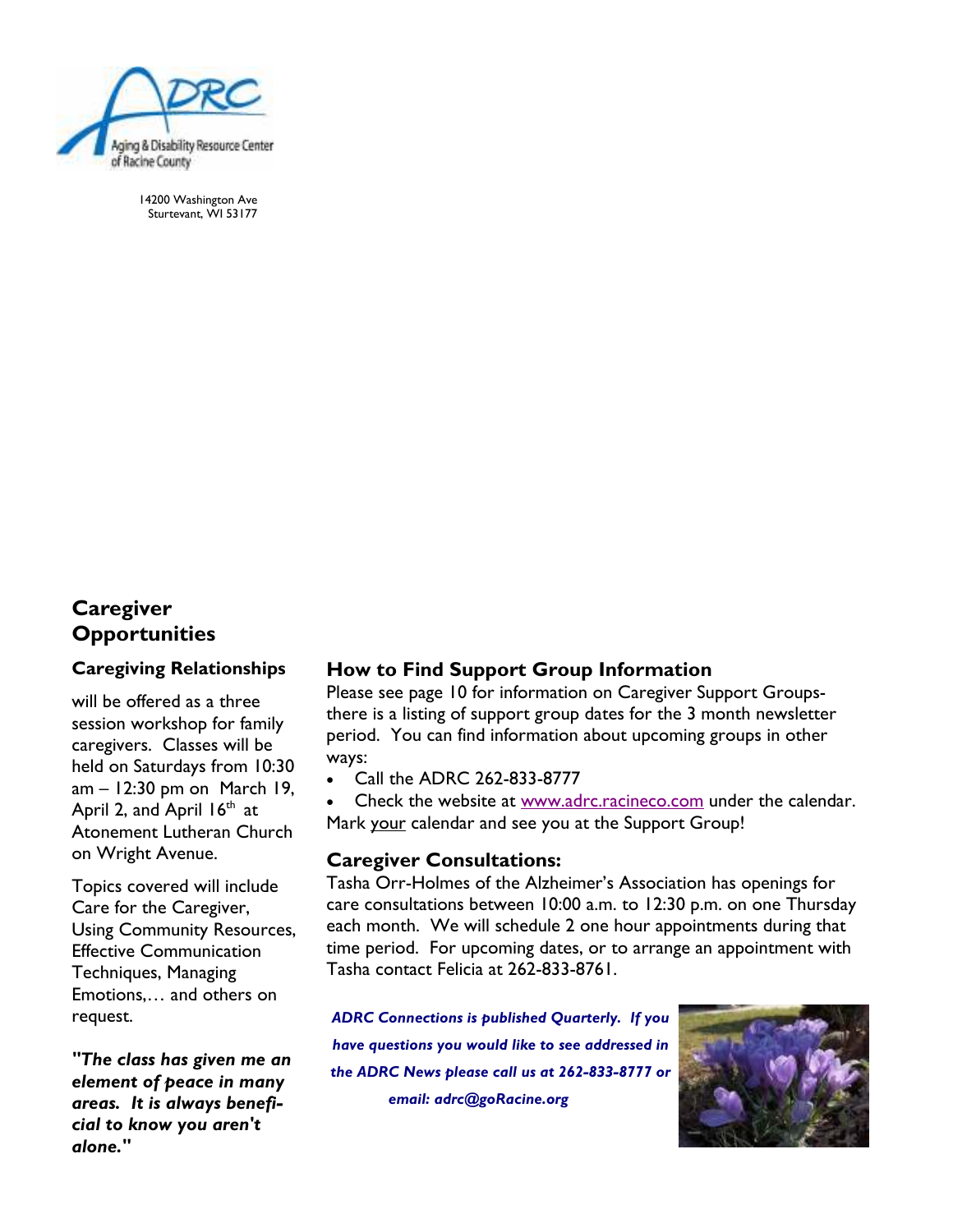Aging & Disability Resource Center of Racine County

14200 Washington Ave
Sturtevant, WI 53177

# Caregiver Opportunities

### Caregiving Relationships

will be offered as a three session workshop for family caregivers. Classes will be held on Saturdays from 10:30 am – 12:30 pm on March 19, April 2, and April 16th at Atonement Lutheran Church on Wright Avenue.

Topics covered will include Care for the Caregiver, Using Community Resources, Effective Communication Techniques, Managing Emotions,… and others on request.

***"The class has given me an element of peace in many areas. It is always beneficial to know you aren't alone."***

### How to Find Support Group Information

Please see page 10 for information on Caregiver Support Groups- there is a listing of support group dates for the 3 month newsletter period. You can find information about upcoming groups in other ways:

- Call the ADRC 262-833-8777
- Check the website at www.adrc.racineco.com under the calendar.

Mark your calendar and see you at the Support Group!

### Caregiver Consultations:

Tasha Orr-Holmes of the Alzheimer's Association has openings for care consultations between 10:00 a.m. to 12:30 p.m. on one Thursday each month. We will schedule 2 one hour appointments during that time period. For upcoming dates, or to arrange an appointment with Tasha contact Felicia at 262-833-8761.

***ADRC Connections is published Quarterly. If you have questions you would like to see addressed in the ADRC News please call us at 262-833-8777 or email: adrc@goRacine.org***